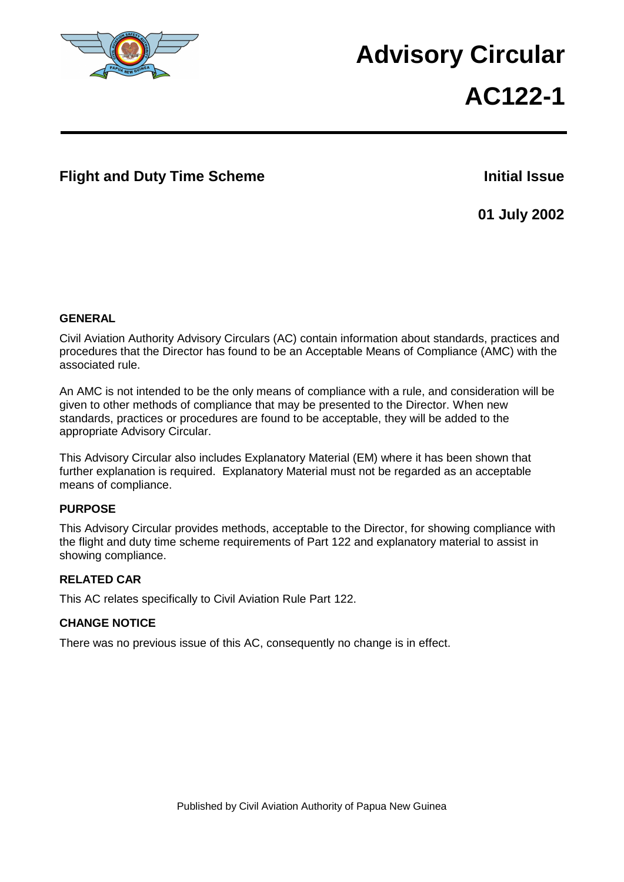# Advisory Circular

# AC122-1

## Flight and Duty Time Scheme

**Initial Issue**

**01 July 2002**

### GENERAL

Civil Aviation Authority Advisory Circulars (AC) contain information about standards, practices and procedures that the Director has found to be an Acceptable Means of Compliance (AMC) with the associated rule.

An AMC is not intended to be the only means of compliance with a rule, and consideration will be given to other methods of compliance that may be presented to the Director. When new standards, practices or procedures are found to be acceptable, they will be added to the appropriate Advisory Circular.

This Advisory Circular also includes Explanatory Material (EM) where it has been shown that further explanation is required. Explanatory Material must not be regarded as an acceptable means of compliance.

### PURPOSE

This Advisory Circular provides methods, acceptable to the Director, for showing compliance with the flight and duty time scheme requirements of Part 122 and explanatory material to assist in showing compliance.

### RELATED CAR

This AC relates specifically to Civil Aviation Rule Part 122.

### CHANGE NOTICE

There was no previous issue of this AC, consequently no change is in effect.

Published by Civil Aviation Authority of Papua New Guinea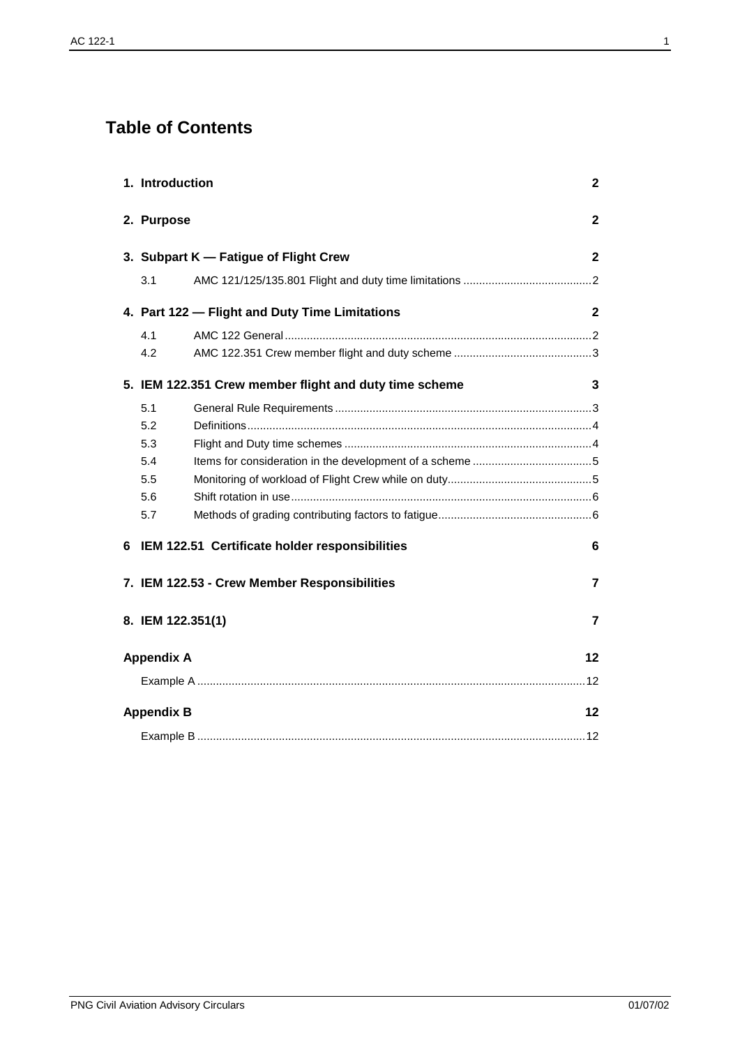# Table of Contents

**1. Introduction** **2**

**2. Purpose** **2**

**3. Subpart K — Fatigue of Flight Crew** **2**

- 3.1 AMC 121/125/135.801 Flight and duty time limitations .....2

**4. Part 122 — Flight and Duty Time Limitations** **2**

- 4.1 AMC 122 General .....2
- 4.2 AMC 122.351 Crew member flight and duty scheme .....3

**5. IEM 122.351 Crew member flight and duty time scheme** **3**

- 5.1 General Rule Requirements .....3
- 5.2 Definitions .....4
- 5.3 Flight and Duty time schemes .....4
- 5.4 Items for consideration in the development of a scheme .....5
- 5.5 Monitoring of workload of Flight Crew while on duty .....5
- 5.6 Shift rotation in use .....6
- 5.7 Methods of grading contributing factors to fatigue .....6

**6 IEM 122.51 Certificate holder responsibilities** **6**

**7. IEM 122.53 - Crew Member Responsibilities** **7**

**8. IEM 122.351(1)** **7**

**Appendix A** **12**

- Example A .....12

**Appendix B** **12**

- Example B .....12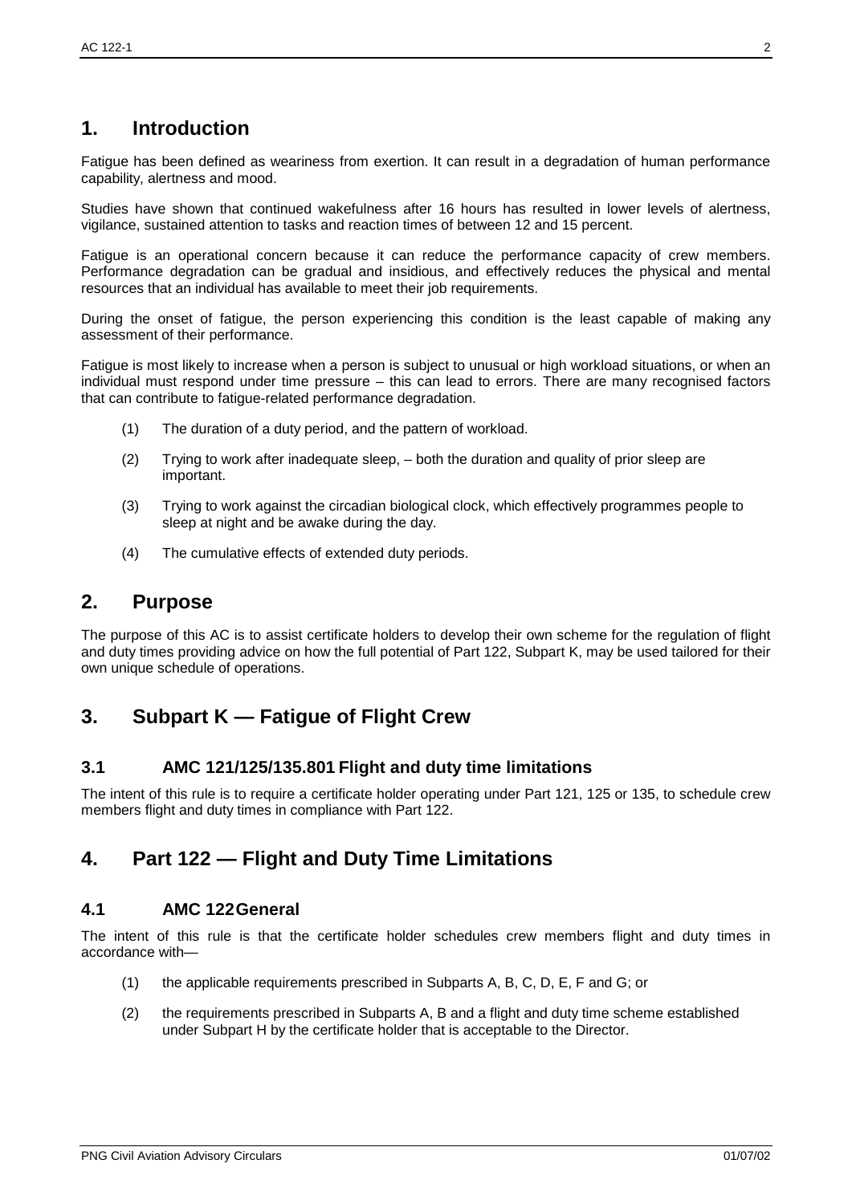# 1. Introduction

Fatigue has been defined as weariness from exertion. It can result in a degradation of human performance capability, alertness and mood.

Studies have shown that continued wakefulness after 16 hours has resulted in lower levels of alertness, vigilance, sustained attention to tasks and reaction times of between 12 and 15 percent.

Fatigue is an operational concern because it can reduce the performance capacity of crew members. Performance degradation can be gradual and insidious, and effectively reduces the physical and mental resources that an individual has available to meet their job requirements.

During the onset of fatigue, the person experiencing this condition is the least capable of making any assessment of their performance.

Fatigue is most likely to increase when a person is subject to unusual or high workload situations, or when an individual must respond under time pressure – this can lead to errors. There are many recognised factors that can contribute to fatigue-related performance degradation.

(1) The duration of a duty period, and the pattern of workload.

(2) Trying to work after inadequate sleep, – both the duration and quality of prior sleep are important.

(3) Trying to work against the circadian biological clock, which effectively programmes people to sleep at night and be awake during the day.

(4) The cumulative effects of extended duty periods.

# 2. Purpose

The purpose of this AC is to assist certificate holders to develop their own scheme for the regulation of flight and duty times providing advice on how the full potential of Part 122, Subpart K, may be used tailored for their own unique schedule of operations.

# 3. Subpart K — Fatigue of Flight Crew

## 3.1 AMC 121/125/135.801 Flight and duty time limitations

The intent of this rule is to require a certificate holder operating under Part 121, 125 or 135, to schedule crew members flight and duty times in compliance with Part 122.

# 4. Part 122 — Flight and Duty Time Limitations

## 4.1 AMC 122 General

The intent of this rule is that the certificate holder schedules crew members flight and duty times in accordance with—

(1) the applicable requirements prescribed in Subparts A, B, C, D, E, F and G; or

(2) the requirements prescribed in Subparts A, B and a flight and duty time scheme established under Subpart H by the certificate holder that is acceptable to the Director.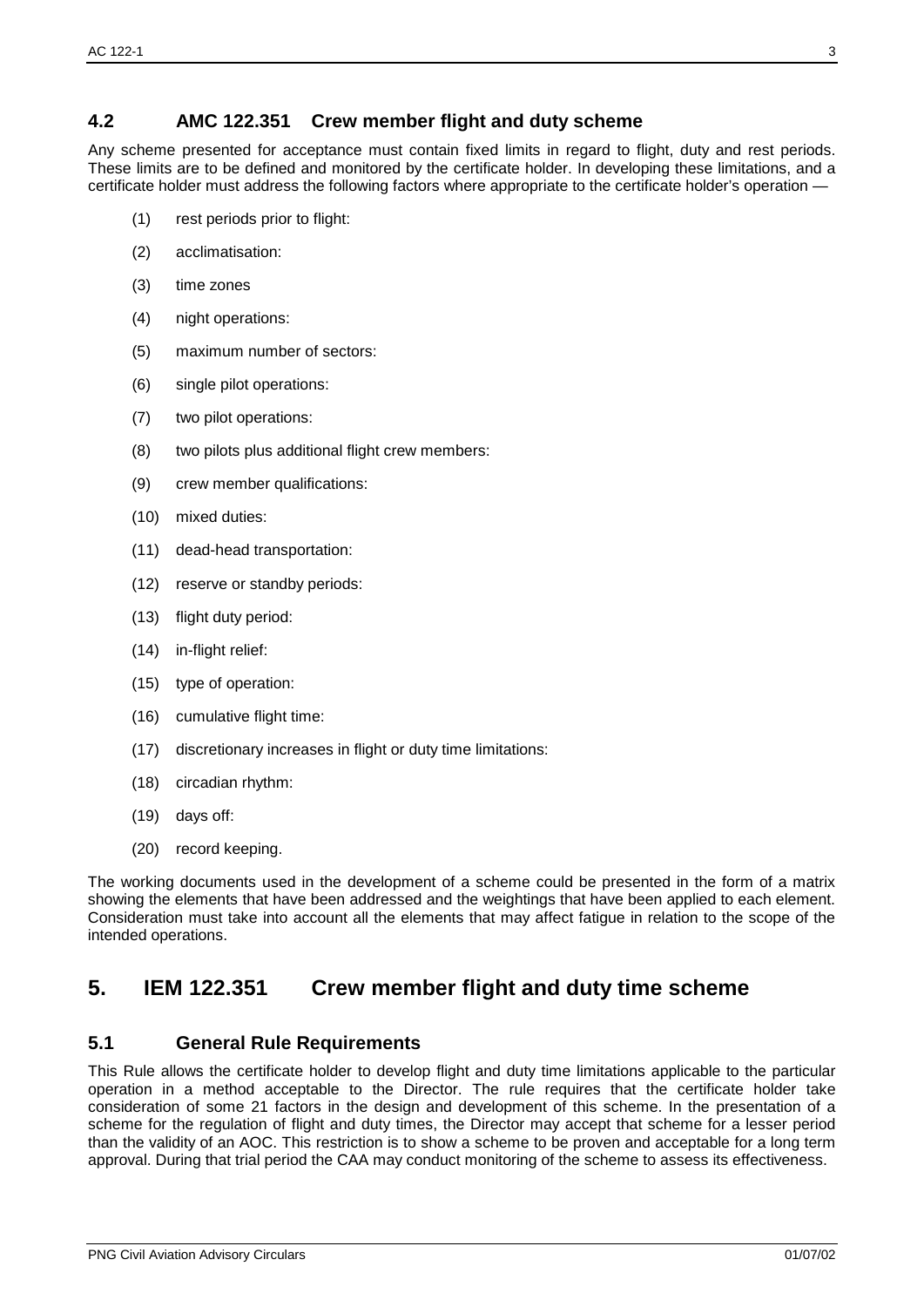## 4.2 AMC 122.351 Crew member flight and duty scheme

Any scheme presented for acceptance must contain fixed limits in regard to flight, duty and rest periods. These limits are to be defined and monitored by the certificate holder. In developing these limitations, and a certificate holder must address the following factors where appropriate to the certificate holder's operation —

(1) rest periods prior to flight:

(2) acclimatisation:

(3) time zones

(4) night operations:

(5) maximum number of sectors:

(6) single pilot operations:

(7) two pilot operations:

(8) two pilots plus additional flight crew members:

(9) crew member qualifications:

(10) mixed duties:

(11) dead-head transportation:

(12) reserve or standby periods:

(13) flight duty period:

(14) in-flight relief:

(15) type of operation:

(16) cumulative flight time:

(17) discretionary increases in flight or duty time limitations:

(18) circadian rhythm:

(19) days off:

(20) record keeping.

The working documents used in the development of a scheme could be presented in the form of a matrix showing the elements that have been addressed and the weightings that have been applied to each element. Consideration must take into account all the elements that may affect fatigue in relation to the scope of the intended operations.

# 5. IEM 122.351 Crew member flight and duty time scheme

## 5.1 General Rule Requirements

This Rule allows the certificate holder to develop flight and duty time limitations applicable to the particular operation in a method acceptable to the Director. The rule requires that the certificate holder take consideration of some 21 factors in the design and development of this scheme. In the presentation of a scheme for the regulation of flight and duty times, the Director may accept that scheme for a lesser period than the validity of an AOC. This restriction is to show a scheme to be proven and acceptable for a long term approval. During that trial period the CAA may conduct monitoring of the scheme to assess its effectiveness.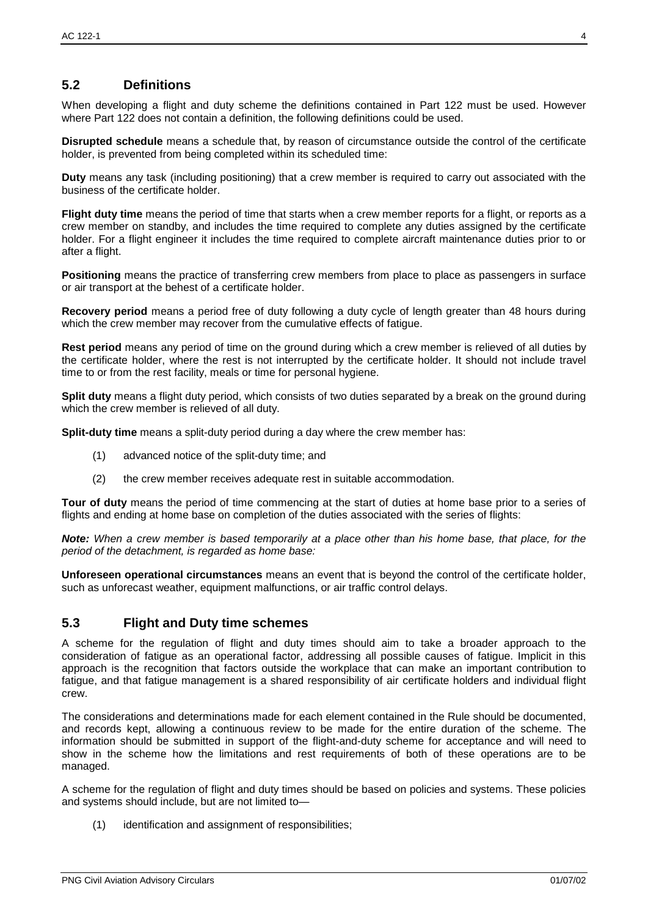## 5.2 Definitions

When developing a flight and duty scheme the definitions contained in Part 122 must be used. However where Part 122 does not contain a definition, the following definitions could be used.

**Disrupted schedule** means a schedule that, by reason of circumstance outside the control of the certificate holder, is prevented from being completed within its scheduled time:

**Duty** means any task (including positioning) that a crew member is required to carry out associated with the business of the certificate holder.

**Flight duty time** means the period of time that starts when a crew member reports for a flight, or reports as a crew member on standby, and includes the time required to complete any duties assigned by the certificate holder. For a flight engineer it includes the time required to complete aircraft maintenance duties prior to or after a flight.

**Positioning** means the practice of transferring crew members from place to place as passengers in surface or air transport at the behest of a certificate holder.

**Recovery period** means a period free of duty following a duty cycle of length greater than 48 hours during which the crew member may recover from the cumulative effects of fatigue.

**Rest period** means any period of time on the ground during which a crew member is relieved of all duties by the certificate holder, where the rest is not interrupted by the certificate holder. It should not include travel time to or from the rest facility, meals or time for personal hygiene.

**Split duty** means a flight duty period, which consists of two duties separated by a break on the ground during which the crew member is relieved of all duty.

**Split-duty time** means a split-duty period during a day where the crew member has:

(1) advanced notice of the split-duty time; and

(2) the crew member receives adequate rest in suitable accommodation.

**Tour of duty** means the period of time commencing at the start of duties at home base prior to a series of flights and ending at home base on completion of the duties associated with the series of flights:

***Note:*** *When a crew member is based temporarily at a place other than his home base, that place, for the period of the detachment, is regarded as home base:*

**Unforeseen operational circumstances** means an event that is beyond the control of the certificate holder, such as unforecast weather, equipment malfunctions, or air traffic control delays.

## 5.3 Flight and Duty time schemes

A scheme for the regulation of flight and duty times should aim to take a broader approach to the consideration of fatigue as an operational factor, addressing all possible causes of fatigue. Implicit in this approach is the recognition that factors outside the workplace that can make an important contribution to fatigue, and that fatigue management is a shared responsibility of air certificate holders and individual flight crew.

The considerations and determinations made for each element contained in the Rule should be documented, and records kept, allowing a continuous review to be made for the entire duration of the scheme. The information should be submitted in support of the flight-and-duty scheme for acceptance and will need to show in the scheme how the limitations and rest requirements of both of these operations are to be managed.

A scheme for the regulation of flight and duty times should be based on policies and systems. These policies and systems should include, but are not limited to—

(1) identification and assignment of responsibilities;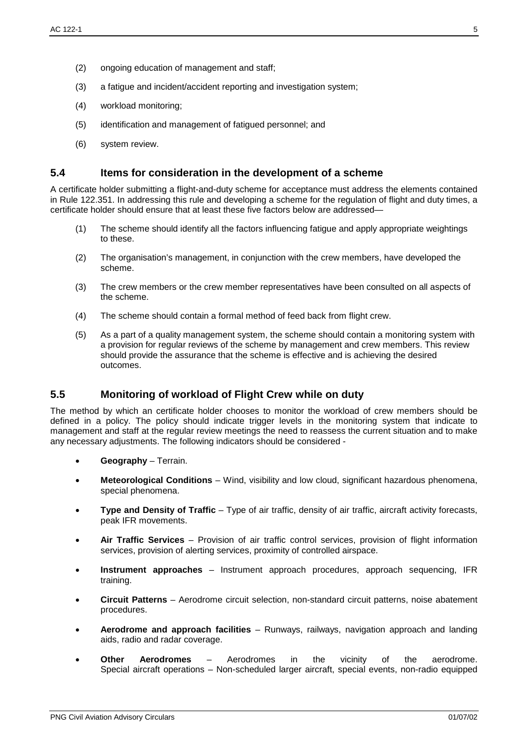(2) ongoing education of management and staff;

(3) a fatigue and incident/accident reporting and investigation system;

(4) workload monitoring;

(5) identification and management of fatigued personnel; and

(6) system review.

## 5.4 Items for consideration in the development of a scheme

A certificate holder submitting a flight-and-duty scheme for acceptance must address the elements contained in Rule 122.351. In addressing this rule and developing a scheme for the regulation of flight and duty times, a certificate holder should ensure that at least these five factors below are addressed—

(1) The scheme should identify all the factors influencing fatigue and apply appropriate weightings to these.

(2) The organisation's management, in conjunction with the crew members, have developed the scheme.

(3) The crew members or the crew member representatives have been consulted on all aspects of the scheme.

(4) The scheme should contain a formal method of feed back from flight crew.

(5) As a part of a quality management system, the scheme should contain a monitoring system with a provision for regular reviews of the scheme by management and crew members. This review should provide the assurance that the scheme is effective and is achieving the desired outcomes.

## 5.5 Monitoring of workload of Flight Crew while on duty

The method by which an certificate holder chooses to monitor the workload of crew members should be defined in a policy. The policy should indicate trigger levels in the monitoring system that indicate to management and staff at the regular review meetings the need to reassess the current situation and to make any necessary adjustments. The following indicators should be considered -

- **Geography** – Terrain.
- **Meteorological Conditions** – Wind, visibility and low cloud, significant hazardous phenomena, special phenomena.
- **Type and Density of Traffic** – Type of air traffic, density of air traffic, aircraft activity forecasts, peak IFR movements.
- **Air Traffic Services** – Provision of air traffic control services, provision of flight information services, provision of alerting services, proximity of controlled airspace.
- **Instrument approaches** – Instrument approach procedures, approach sequencing, IFR training.
- **Circuit Patterns** – Aerodrome circuit selection, non-standard circuit patterns, noise abatement procedures.
- **Aerodrome and approach facilities** – Runways, railways, navigation approach and landing aids, radio and radar coverage.
- **Other Aerodromes** – Aerodromes in the vicinity of the aerodrome. Special aircraft operations – Non-scheduled larger aircraft, special events, non-radio equipped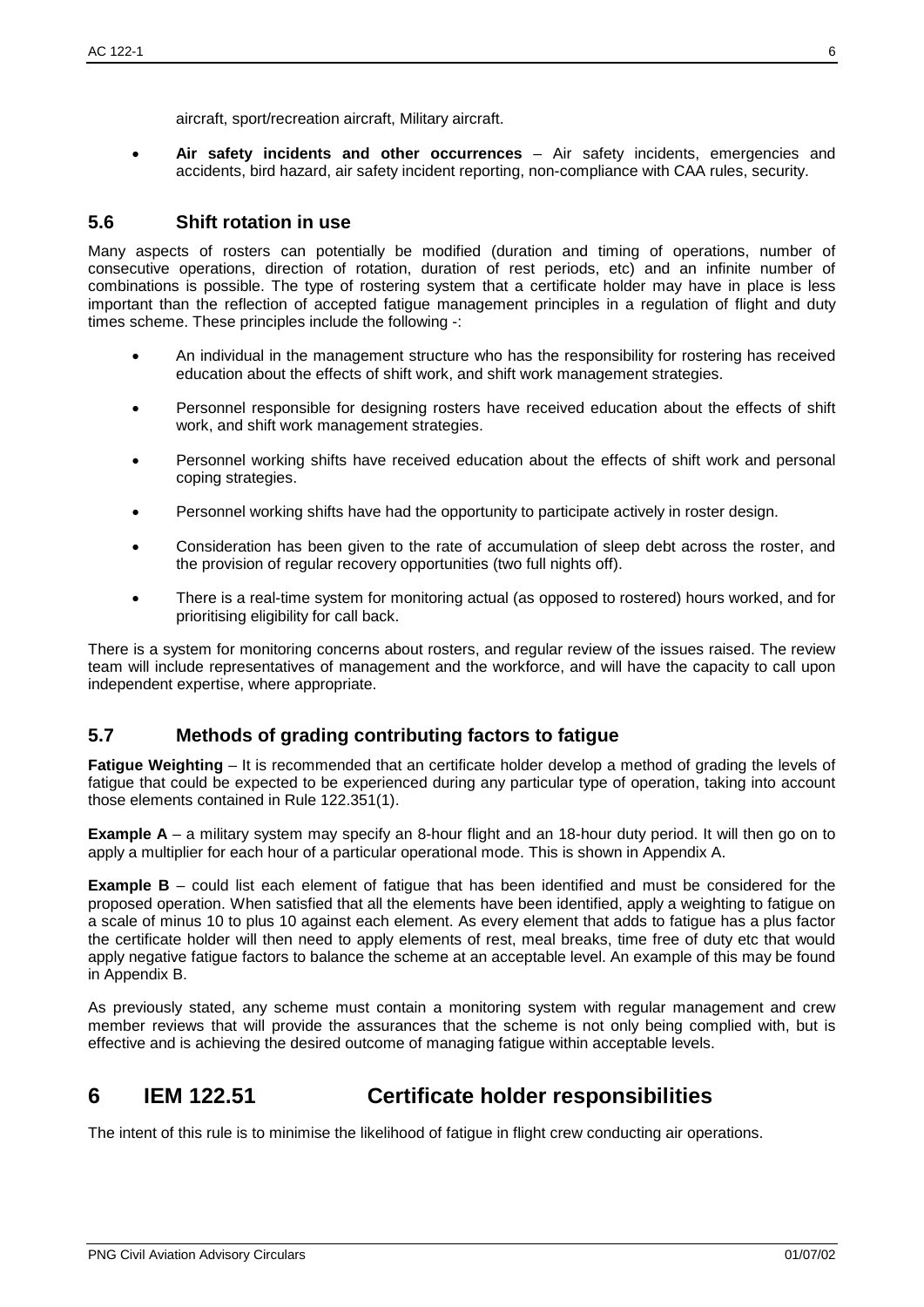aircraft, sport/recreation aircraft, Military aircraft.

- **Air safety incidents and other occurrences** – Air safety incidents, emergencies and accidents, bird hazard, air safety incident reporting, non-compliance with CAA rules, security.

## 5.6 Shift rotation in use

Many aspects of rosters can potentially be modified (duration and timing of operations, number of consecutive operations, direction of rotation, duration of rest periods, etc) and an infinite number of combinations is possible. The type of rostering system that a certificate holder may have in place is less important than the reflection of accepted fatigue management principles in a regulation of flight and duty times scheme. These principles include the following -:

- An individual in the management structure who has the responsibility for rostering has received education about the effects of shift work, and shift work management strategies.
- Personnel responsible for designing rosters have received education about the effects of shift work, and shift work management strategies.
- Personnel working shifts have received education about the effects of shift work and personal coping strategies.
- Personnel working shifts have had the opportunity to participate actively in roster design.
- Consideration has been given to the rate of accumulation of sleep debt across the roster, and the provision of regular recovery opportunities (two full nights off).
- There is a real-time system for monitoring actual (as opposed to rostered) hours worked, and for prioritising eligibility for call back.

There is a system for monitoring concerns about rosters, and regular review of the issues raised. The review team will include representatives of management and the workforce, and will have the capacity to call upon independent expertise, where appropriate.

## 5.7 Methods of grading contributing factors to fatigue

**Fatigue Weighting** – It is recommended that an certificate holder develop a method of grading the levels of fatigue that could be expected to be experienced during any particular type of operation, taking into account those elements contained in Rule 122.351(1).

**Example A** – a military system may specify an 8-hour flight and an 18-hour duty period. It will then go on to apply a multiplier for each hour of a particular operational mode. This is shown in Appendix A.

**Example B** – could list each element of fatigue that has been identified and must be considered for the proposed operation. When satisfied that all the elements have been identified, apply a weighting to fatigue on a scale of minus 10 to plus 10 against each element. As every element that adds to fatigue has a plus factor the certificate holder will then need to apply elements of rest, meal breaks, time free of duty etc that would apply negative fatigue factors to balance the scheme at an acceptable level. An example of this may be found in Appendix B.

As previously stated, any scheme must contain a monitoring system with regular management and crew member reviews that will provide the assurances that the scheme is not only being complied with, but is effective and is achieving the desired outcome of managing fatigue within acceptable levels.

# 6 IEM 122.51 Certificate holder responsibilities

The intent of this rule is to minimise the likelihood of fatigue in flight crew conducting air operations.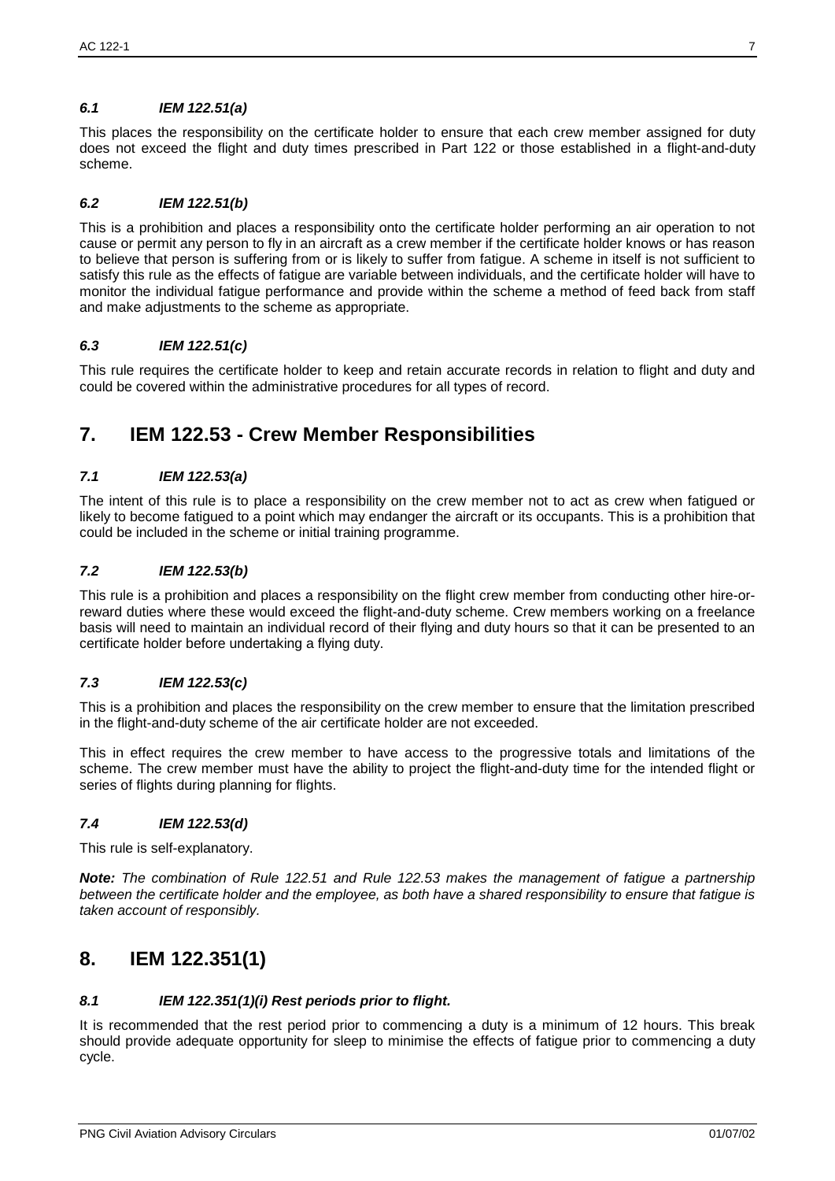### *6.1 IEM 122.51(a)*

This places the responsibility on the certificate holder to ensure that each crew member assigned for duty does not exceed the flight and duty times prescribed in Part 122 or those established in a flight-and-duty scheme.

### *6.2 IEM 122.51(b)*

This is a prohibition and places a responsibility onto the certificate holder performing an air operation to not cause or permit any person to fly in an aircraft as a crew member if the certificate holder knows or has reason to believe that person is suffering from or is likely to suffer from fatigue. A scheme in itself is not sufficient to satisfy this rule as the effects of fatigue are variable between individuals, and the certificate holder will have to monitor the individual fatigue performance and provide within the scheme a method of feed back from staff and make adjustments to the scheme as appropriate.

### *6.3 IEM 122.51(c)*

This rule requires the certificate holder to keep and retain accurate records in relation to flight and duty and could be covered within the administrative procedures for all types of record.

## 7. IEM 122.53 - Crew Member Responsibilities

### *7.1 IEM 122.53(a)*

The intent of this rule is to place a responsibility on the crew member not to act as crew when fatigued or likely to become fatigued to a point which may endanger the aircraft or its occupants. This is a prohibition that could be included in the scheme or initial training programme.

### *7.2 IEM 122.53(b)*

This rule is a prohibition and places a responsibility on the flight crew member from conducting other hire-or-reward duties where these would exceed the flight-and-duty scheme. Crew members working on a freelance basis will need to maintain an individual record of their flying and duty hours so that it can be presented to an certificate holder before undertaking a flying duty.

### *7.3 IEM 122.53(c)*

This is a prohibition and places the responsibility on the crew member to ensure that the limitation prescribed in the flight-and-duty scheme of the air certificate holder are not exceeded.

This in effect requires the crew member to have access to the progressive totals and limitations of the scheme. The crew member must have the ability to project the flight-and-duty time for the intended flight or series of flights during planning for flights.

### *7.4 IEM 122.53(d)*

This rule is self-explanatory.

***Note:*** *The combination of Rule 122.51 and Rule 122.53 makes the management of fatigue a partnership between the certificate holder and the employee, as both have a shared responsibility to ensure that fatigue is taken account of responsibly.*

## 8. IEM 122.351(1)

### *8.1 IEM 122.351(1)(i) Rest periods prior to flight.*

It is recommended that the rest period prior to commencing a duty is a minimum of 12 hours. This break should provide adequate opportunity for sleep to minimise the effects of fatigue prior to commencing a duty cycle.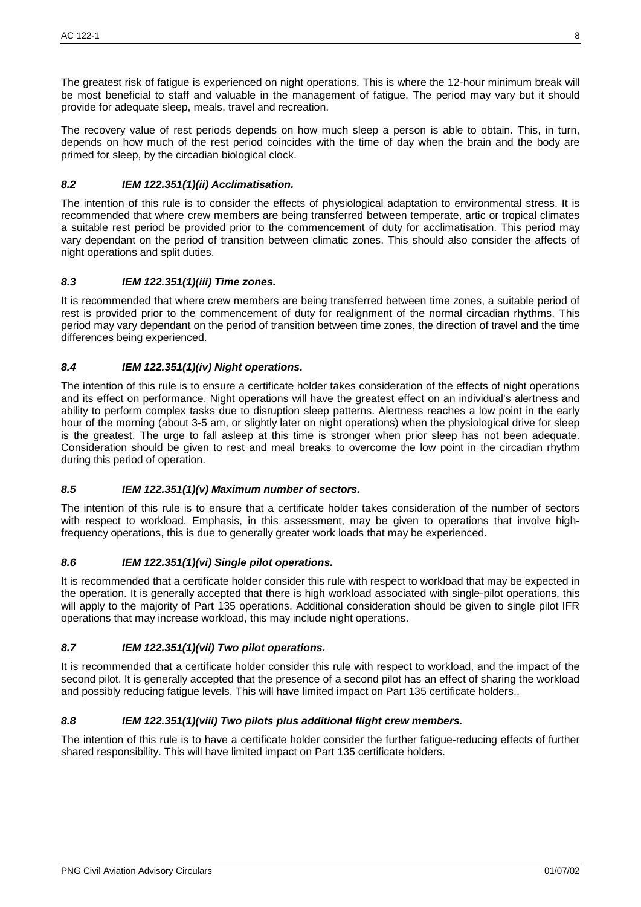The greatest risk of fatigue is experienced on night operations. This is where the 12-hour minimum break will be most beneficial to staff and valuable in the management of fatigue. The period may vary but it should provide for adequate sleep, meals, travel and recreation.

The recovery value of rest periods depends on how much sleep a person is able to obtain. This, in turn, depends on how much of the rest period coincides with the time of day when the brain and the body are primed for sleep, by the circadian biological clock.

### *8.2 IEM 122.351(1)(ii) Acclimatisation.*

The intention of this rule is to consider the effects of physiological adaptation to environmental stress. It is recommended that where crew members are being transferred between temperate, artic or tropical climates a suitable rest period be provided prior to the commencement of duty for acclimatisation. This period may vary dependant on the period of transition between climatic zones. This should also consider the affects of night operations and split duties.

### *8.3 IEM 122.351(1)(iii) Time zones.*

It is recommended that where crew members are being transferred between time zones, a suitable period of rest is provided prior to the commencement of duty for realignment of the normal circadian rhythms. This period may vary dependant on the period of transition between time zones, the direction of travel and the time differences being experienced.

### *8.4 IEM 122.351(1)(iv) Night operations.*

The intention of this rule is to ensure a certificate holder takes consideration of the effects of night operations and its effect on performance. Night operations will have the greatest effect on an individual's alertness and ability to perform complex tasks due to disruption sleep patterns. Alertness reaches a low point in the early hour of the morning (about 3-5 am, or slightly later on night operations) when the physiological drive for sleep is the greatest. The urge to fall asleep at this time is stronger when prior sleep has not been adequate. Consideration should be given to rest and meal breaks to overcome the low point in the circadian rhythm during this period of operation.

### *8.5 IEM 122.351(1)(v) Maximum number of sectors.*

The intention of this rule is to ensure that a certificate holder takes consideration of the number of sectors with respect to workload. Emphasis, in this assessment, may be given to operations that involve high-frequency operations, this is due to generally greater work loads that may be experienced.

### *8.6 IEM 122.351(1)(vi) Single pilot operations.*

It is recommended that a certificate holder consider this rule with respect to workload that may be expected in the operation. It is generally accepted that there is high workload associated with single-pilot operations, this will apply to the majority of Part 135 operations. Additional consideration should be given to single pilot IFR operations that may increase workload, this may include night operations.

### *8.7 IEM 122.351(1)(vii) Two pilot operations.*

It is recommended that a certificate holder consider this rule with respect to workload, and the impact of the second pilot. It is generally accepted that the presence of a second pilot has an effect of sharing the workload and possibly reducing fatigue levels. This will have limited impact on Part 135 certificate holders.,

### *8.8 IEM 122.351(1)(viii) Two pilots plus additional flight crew members.*

The intention of this rule is to have a certificate holder consider the further fatigue-reducing effects of further shared responsibility. This will have limited impact on Part 135 certificate holders.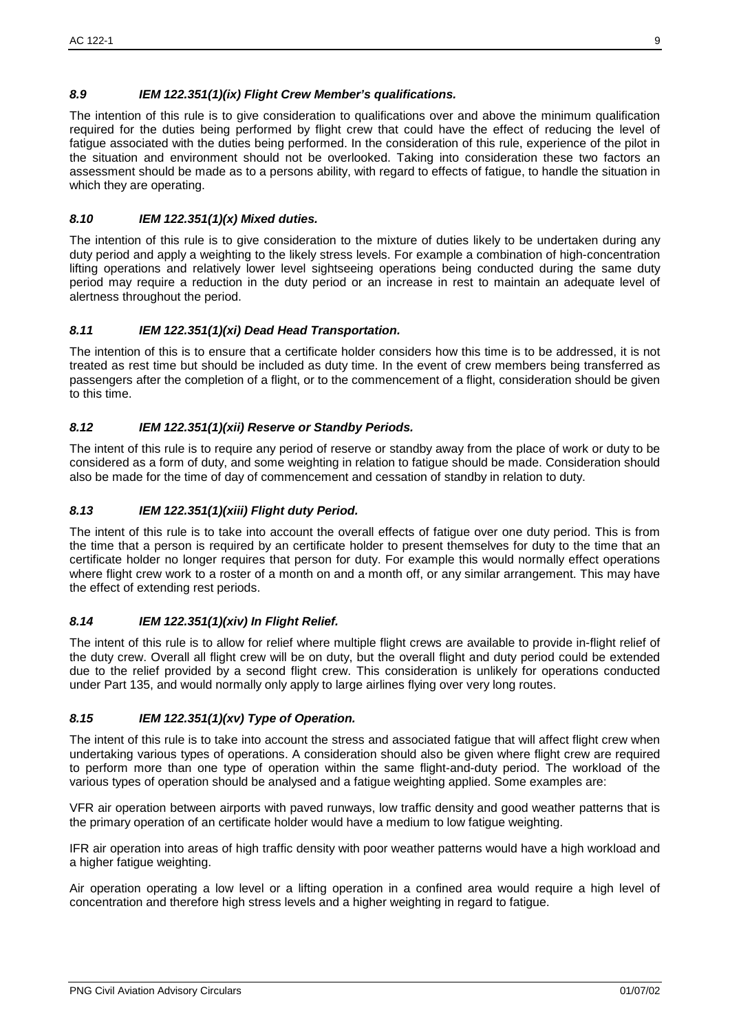### *8.9 IEM 122.351(1)(ix) Flight Crew Member's qualifications.*

The intention of this rule is to give consideration to qualifications over and above the minimum qualification required for the duties being performed by flight crew that could have the effect of reducing the level of fatigue associated with the duties being performed. In the consideration of this rule, experience of the pilot in the situation and environment should not be overlooked. Taking into consideration these two factors an assessment should be made as to a persons ability, with regard to effects of fatigue, to handle the situation in which they are operating.

### *8.10 IEM 122.351(1)(x) Mixed duties.*

The intention of this rule is to give consideration to the mixture of duties likely to be undertaken during any duty period and apply a weighting to the likely stress levels. For example a combination of high-concentration lifting operations and relatively lower level sightseeing operations being conducted during the same duty period may require a reduction in the duty period or an increase in rest to maintain an adequate level of alertness throughout the period.

### *8.11 IEM 122.351(1)(xi) Dead Head Transportation.*

The intention of this is to ensure that a certificate holder considers how this time is to be addressed, it is not treated as rest time but should be included as duty time. In the event of crew members being transferred as passengers after the completion of a flight, or to the commencement of a flight, consideration should be given to this time.

### *8.12 IEM 122.351(1)(xii) Reserve or Standby Periods.*

The intent of this rule is to require any period of reserve or standby away from the place of work or duty to be considered as a form of duty, and some weighting in relation to fatigue should be made. Consideration should also be made for the time of day of commencement and cessation of standby in relation to duty.

### *8.13 IEM 122.351(1)(xiii) Flight duty Period.*

The intent of this rule is to take into account the overall effects of fatigue over one duty period. This is from the time that a person is required by an certificate holder to present themselves for duty to the time that an certificate holder no longer requires that person for duty. For example this would normally effect operations where flight crew work to a roster of a month on and a month off, or any similar arrangement. This may have the effect of extending rest periods.

### *8.14 IEM 122.351(1)(xiv) In Flight Relief.*

The intent of this rule is to allow for relief where multiple flight crews are available to provide in-flight relief of the duty crew. Overall all flight crew will be on duty, but the overall flight and duty period could be extended due to the relief provided by a second flight crew. This consideration is unlikely for operations conducted under Part 135, and would normally only apply to large airlines flying over very long routes.

### *8.15 IEM 122.351(1)(xv) Type of Operation.*

The intent of this rule is to take into account the stress and associated fatigue that will affect flight crew when undertaking various types of operations. A consideration should also be given where flight crew are required to perform more than one type of operation within the same flight-and-duty period. The workload of the various types of operation should be analysed and a fatigue weighting applied. Some examples are:

VFR air operation between airports with paved runways, low traffic density and good weather patterns that is the primary operation of an certificate holder would have a medium to low fatigue weighting.

IFR air operation into areas of high traffic density with poor weather patterns would have a high workload and a higher fatigue weighting.

Air operation operating a low level or a lifting operation in a confined area would require a high level of concentration and therefore high stress levels and a higher weighting in regard to fatigue.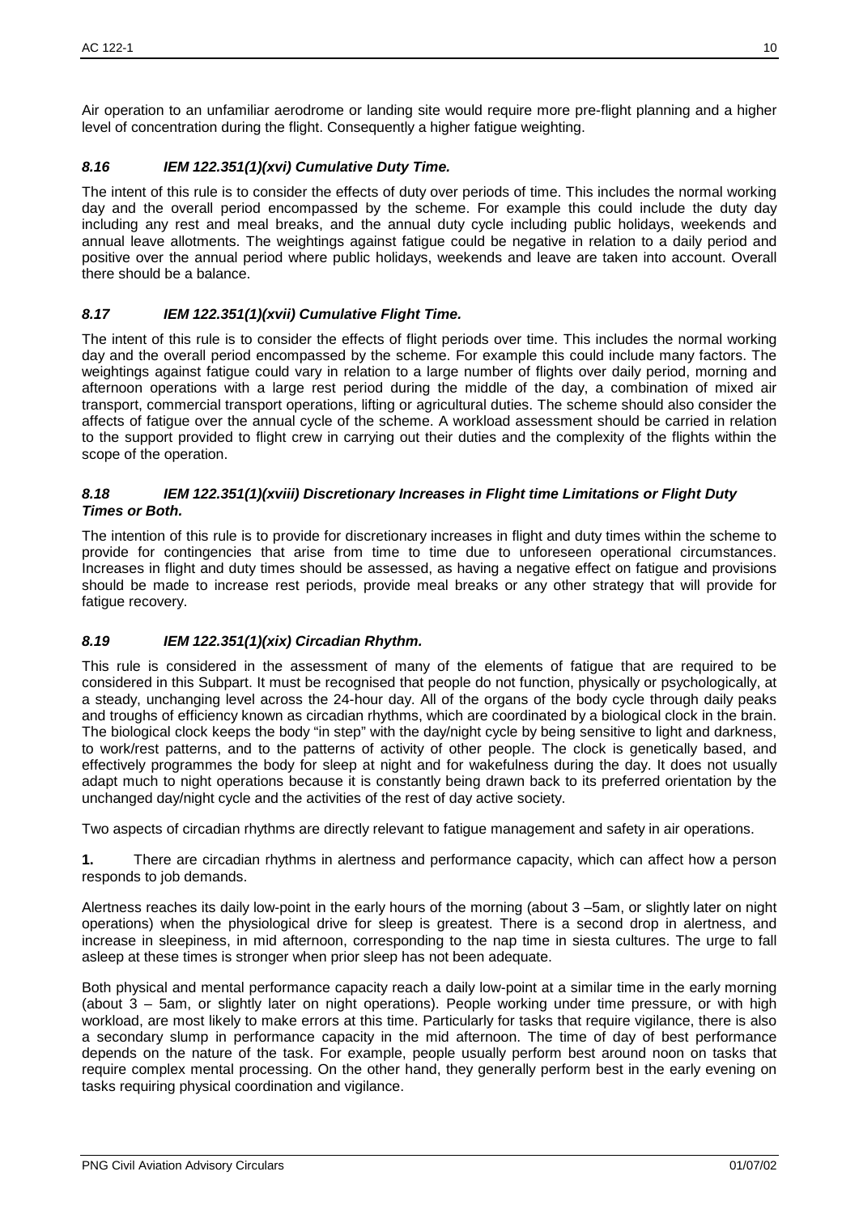Air operation to an unfamiliar aerodrome or landing site would require more pre-flight planning and a higher level of concentration during the flight. Consequently a higher fatigue weighting.

### *8.16 IEM 122.351(1)(xvi) Cumulative Duty Time.*

The intent of this rule is to consider the effects of duty over periods of time. This includes the normal working day and the overall period encompassed by the scheme. For example this could include the duty day including any rest and meal breaks, and the annual duty cycle including public holidays, weekends and annual leave allotments. The weightings against fatigue could be negative in relation to a daily period and positive over the annual period where public holidays, weekends and leave are taken into account. Overall there should be a balance.

### *8.17 IEM 122.351(1)(xvii) Cumulative Flight Time.*

The intent of this rule is to consider the effects of flight periods over time. This includes the normal working day and the overall period encompassed by the scheme. For example this could include many factors. The weightings against fatigue could vary in relation to a large number of flights over daily period, morning and afternoon operations with a large rest period during the middle of the day, a combination of mixed air transport, commercial transport operations, lifting or agricultural duties. The scheme should also consider the affects of fatigue over the annual cycle of the scheme. A workload assessment should be carried in relation to the support provided to flight crew in carrying out their duties and the complexity of the flights within the scope of the operation.

### *8.18 IEM 122.351(1)(xviii) Discretionary Increases in Flight time Limitations or Flight Duty Times or Both.*

The intention of this rule is to provide for discretionary increases in flight and duty times within the scheme to provide for contingencies that arise from time to time due to unforeseen operational circumstances. Increases in flight and duty times should be assessed, as having a negative effect on fatigue and provisions should be made to increase rest periods, provide meal breaks or any other strategy that will provide for fatigue recovery.

### *8.19 IEM 122.351(1)(xix) Circadian Rhythm.*

This rule is considered in the assessment of many of the elements of fatigue that are required to be considered in this Subpart. It must be recognised that people do not function, physically or psychologically, at a steady, unchanging level across the 24-hour day. All of the organs of the body cycle through daily peaks and troughs of efficiency known as circadian rhythms, which are coordinated by a biological clock in the brain. The biological clock keeps the body "in step" with the day/night cycle by being sensitive to light and darkness, to work/rest patterns, and to the patterns of activity of other people. The clock is genetically based, and effectively programmes the body for sleep at night and for wakefulness during the day. It does not usually adapt much to night operations because it is constantly being drawn back to its preferred orientation by the unchanged day/night cycle and the activities of the rest of day active society.

Two aspects of circadian rhythms are directly relevant to fatigue management and safety in air operations.

**1.** There are circadian rhythms in alertness and performance capacity, which can affect how a person responds to job demands.

Alertness reaches its daily low-point in the early hours of the morning (about 3 –5am, or slightly later on night operations) when the physiological drive for sleep is greatest. There is a second drop in alertness, and increase in sleepiness, in mid afternoon, corresponding to the nap time in siesta cultures. The urge to fall asleep at these times is stronger when prior sleep has not been adequate.

Both physical and mental performance capacity reach a daily low-point at a similar time in the early morning (about 3 – 5am, or slightly later on night operations). People working under time pressure, or with high workload, are most likely to make errors at this time. Particularly for tasks that require vigilance, there is also a secondary slump in performance capacity in the mid afternoon. The time of day of best performance depends on the nature of the task. For example, people usually perform best around noon on tasks that require complex mental processing. On the other hand, they generally perform best in the early evening on tasks requiring physical coordination and vigilance.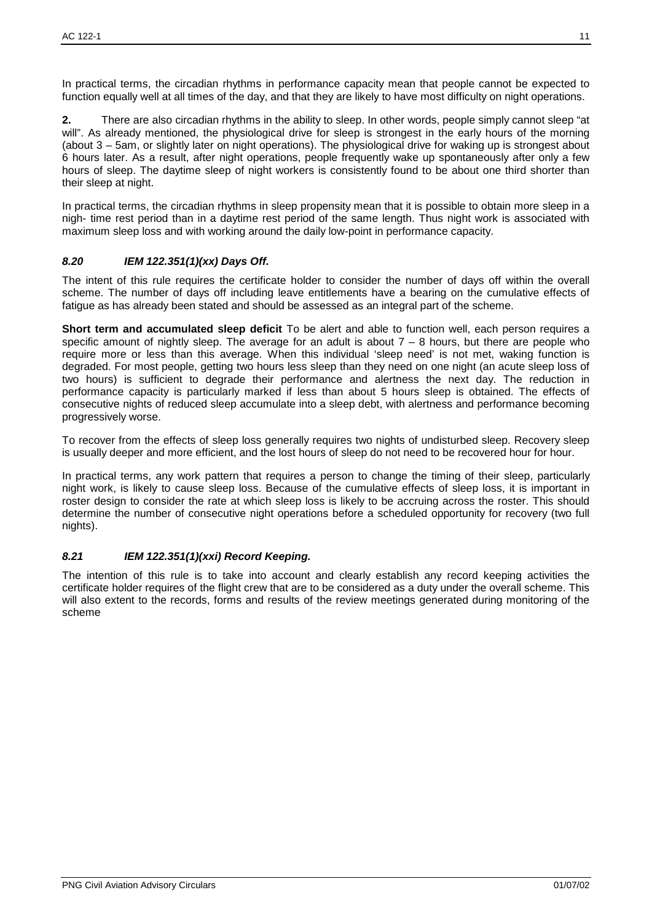In practical terms, the circadian rhythms in performance capacity mean that people cannot be expected to function equally well at all times of the day, and that they are likely to have most difficulty on night operations.

**2.** There are also circadian rhythms in the ability to sleep. In other words, people simply cannot sleep "at will". As already mentioned, the physiological drive for sleep is strongest in the early hours of the morning (about 3 – 5am, or slightly later on night operations). The physiological drive for waking up is strongest about 6 hours later. As a result, after night operations, people frequently wake up spontaneously after only a few hours of sleep. The daytime sleep of night workers is consistently found to be about one third shorter than their sleep at night.

In practical terms, the circadian rhythms in sleep propensity mean that it is possible to obtain more sleep in a nigh- time rest period than in a daytime rest period of the same length. Thus night work is associated with maximum sleep loss and with working around the daily low-point in performance capacity.

### *8.20 IEM 122.351(1)(xx) Days Off.*

The intent of this rule requires the certificate holder to consider the number of days off within the overall scheme. The number of days off including leave entitlements have a bearing on the cumulative effects of fatigue as has already been stated and should be assessed as an integral part of the scheme.

**Short term and accumulated sleep deficit** To be alert and able to function well, each person requires a specific amount of nightly sleep. The average for an adult is about 7 – 8 hours, but there are people who require more or less than this average. When this individual 'sleep need' is not met, waking function is degraded. For most people, getting two hours less sleep than they need on one night (an acute sleep loss of two hours) is sufficient to degrade their performance and alertness the next day. The reduction in performance capacity is particularly marked if less than about 5 hours sleep is obtained. The effects of consecutive nights of reduced sleep accumulate into a sleep debt, with alertness and performance becoming progressively worse.

To recover from the effects of sleep loss generally requires two nights of undisturbed sleep. Recovery sleep is usually deeper and more efficient, and the lost hours of sleep do not need to be recovered hour for hour.

In practical terms, any work pattern that requires a person to change the timing of their sleep, particularly night work, is likely to cause sleep loss. Because of the cumulative effects of sleep loss, it is important in roster design to consider the rate at which sleep loss is likely to be accruing across the roster. This should determine the number of consecutive night operations before a scheduled opportunity for recovery (two full nights).

### *8.21 IEM 122.351(1)(xxi) Record Keeping.*

The intention of this rule is to take into account and clearly establish any record keeping activities the certificate holder requires of the flight crew that are to be considered as a duty under the overall scheme. This will also extent to the records, forms and results of the review meetings generated during monitoring of the scheme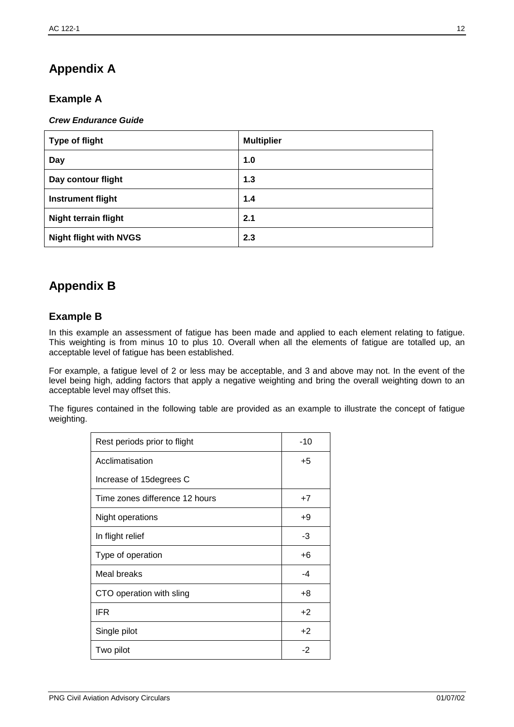# Appendix A

## Example A

***Crew Endurance Guide***

| Type of flight | Multiplier |
|---|---|
| **Day** | **1.0** |
| **Day contour flight** | **1.3** |
| **Instrument flight** | **1.4** |
| **Night terrain flight** | **2.1** |
| **Night flight with NVGS** | **2.3** |

# Appendix B

## Example B

In this example an assessment of fatigue has been made and applied to each element relating to fatigue. This weighting is from minus 10 to plus 10. Overall when all the elements of fatigue are totalled up, an acceptable level of fatigue has been established.

For example, a fatigue level of 2 or less may be acceptable, and 3 and above may not. In the event of the level being high, adding factors that apply a negative weighting and bring the overall weighting down to an acceptable level may offset this.

The figures contained in the following table are provided as an example to illustrate the concept of fatigue weighting.

| | |
|---|---|
| Rest periods prior to flight | -10 |
| Acclimatisation<br>Increase of 15degrees C | +5 |
| Time zones difference 12 hours | +7 |
| Night operations | +9 |
| In flight relief | -3 |
| Type of operation | +6 |
| Meal breaks | -4 |
| CTO operation with sling | +8 |
| IFR | +2 |
| Single pilot | +2 |
| Two pilot | -2 |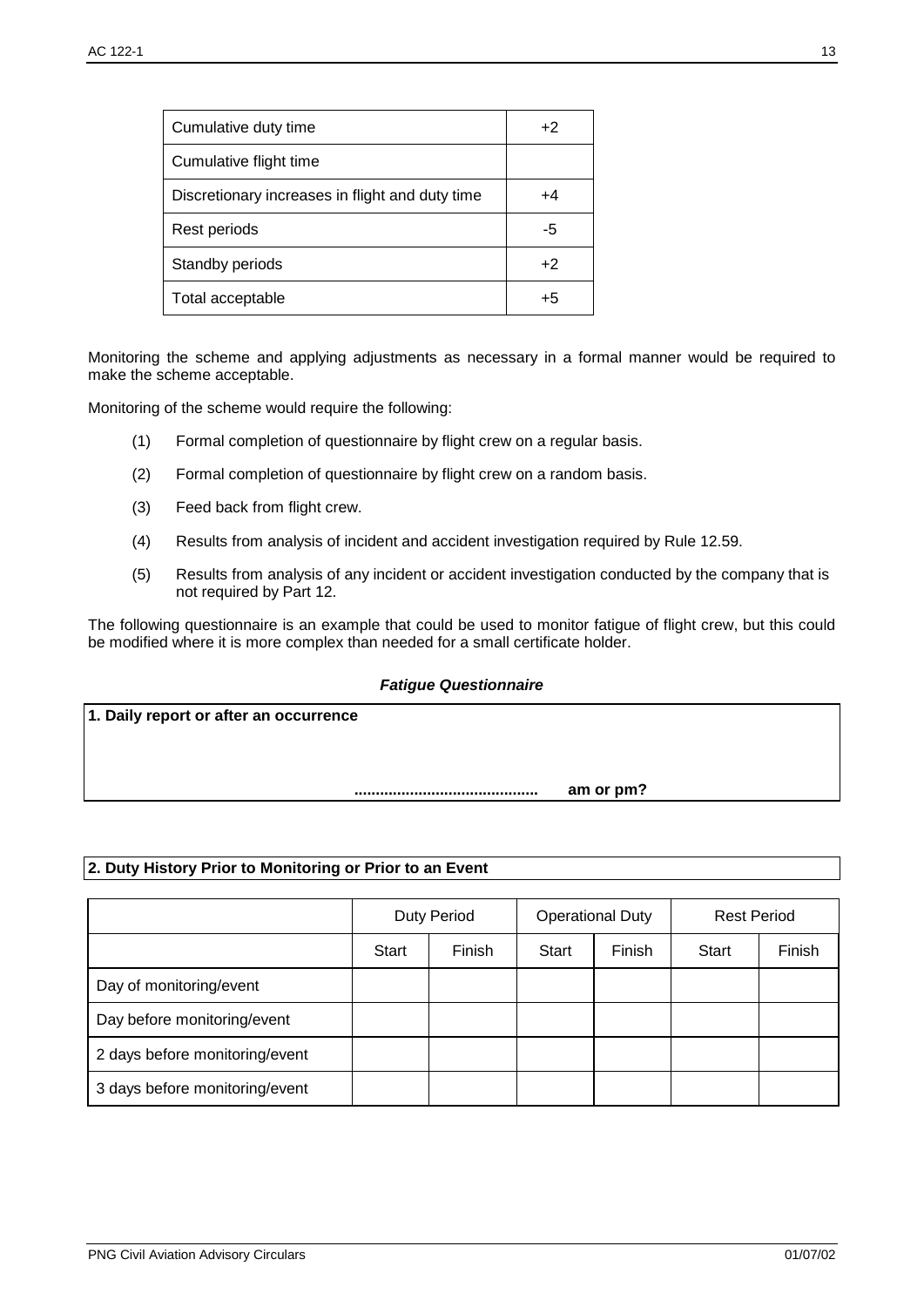| Cumulative duty time | +2 |
|---|---|
| Cumulative flight time | |
| Discretionary increases in flight and duty time | +4 |
| Rest periods | -5 |
| Standby periods | +2 |
| Total acceptable | +5 |

Monitoring the scheme and applying adjustments as necessary in a formal manner would be required to make the scheme acceptable.

Monitoring of the scheme would require the following:

(1) Formal completion of questionnaire by flight crew on a regular basis.

(2) Formal completion of questionnaire by flight crew on a random basis.

(3) Feed back from flight crew.

(4) Results from analysis of incident and accident investigation required by Rule 12.59.

(5) Results from analysis of any incident or accident investigation conducted by the company that is not required by Part 12.

The following questionnaire is an example that could be used to monitor fatigue of flight crew, but this could be modified where it is more complex than needed for a small certificate holder.

***Fatigue Questionnaire***

**1. Daily report or after an occurrence**

**..........................................   am or pm?**

**2. Duty History Prior to Monitoring or Prior to an Event**

| | Duty Period | | Operational Duty | | Rest Period | |
|---|---|---|---|---|---|---|
| | Start | Finish | Start | Finish | Start | Finish |
| Day of monitoring/event | | | | | | |
| Day before monitoring/event | | | | | | |
| 2 days before monitoring/event | | | | | | |
| 3 days before monitoring/event | | | | | | |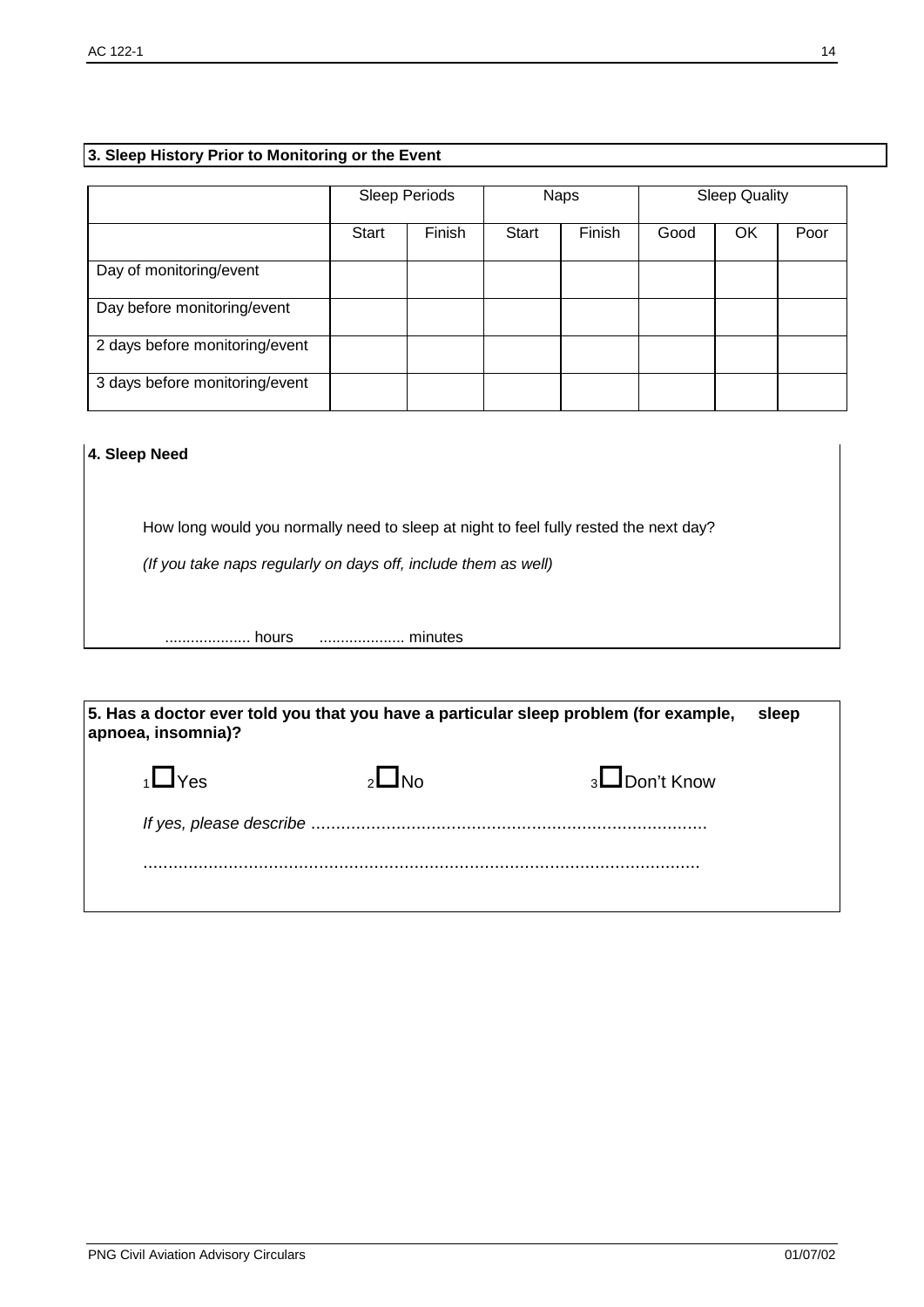### 3. Sleep History Prior to Monitoring or the Event

| | Sleep Periods | | Naps | | Sleep Quality | | |
|---|---|---|---|---|---|---|---|
| | Start | Finish | Start | Finish | Good | OK | Poor |
| Day of monitoring/event | | | | | | | |
| Day before monitoring/event | | | | | | | |
| 2 days before monitoring/event | | | | | | | |
| 3 days before monitoring/event | | | | | | | |

### 4. Sleep Need

How long would you normally need to sleep at night to feel fully rested the next day?

*(If you take naps regularly on days off, include them as well)*

.................... hours .................... minutes

### 5. Has a doctor ever told you that you have a particular sleep problem (for example, sleep apnoea, insomnia)?

1 ☐ Yes 2 ☐ No 3 ☐ Don't Know

*If yes, please describe* ..............................................................................

..............................................................................................................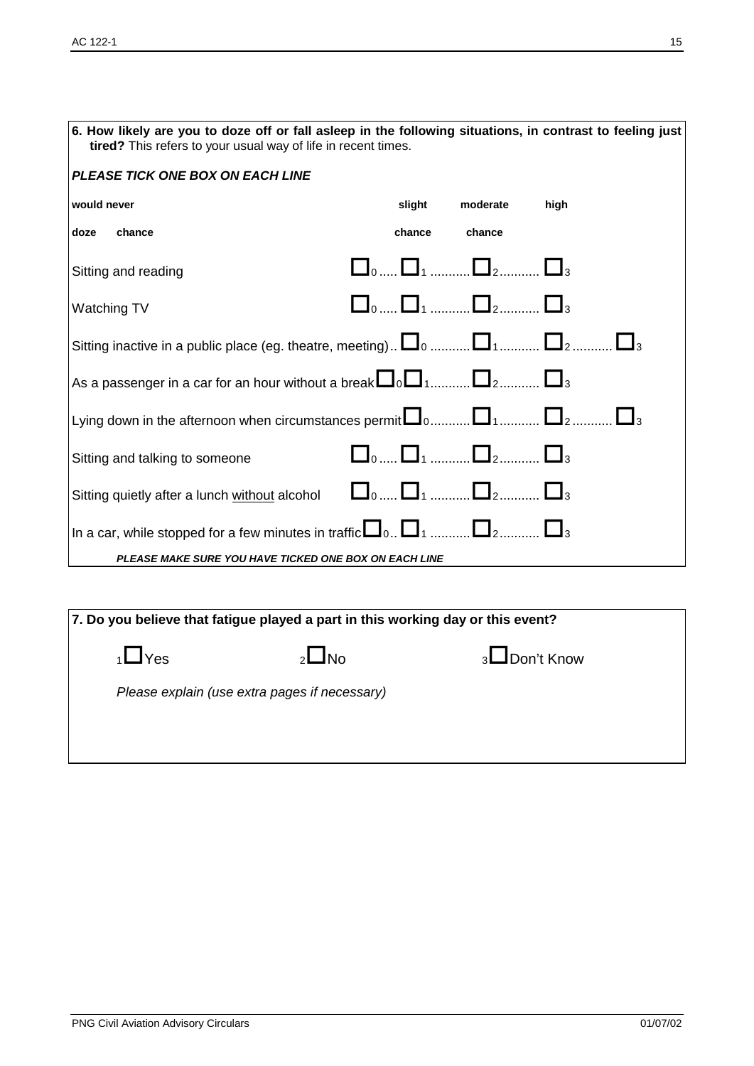**6. How likely are you to doze off or fall asleep in the following situations, in contrast to feeling just tired?** This refers to your usual way of life in recent times.

***PLEASE TICK ONE BOX ON EACH LINE***

| | would never doze chance | slight chance | moderate chance | high |
|---|---|---|---|---|
| Sitting and reading | ☐ 0 | ☐ 1 | ☐ 2 | ☐ 3 |
| Watching TV | ☐ 0 | ☐ 1 | ☐ 2 | ☐ 3 |
| Sitting inactive in a public place (eg. theatre, meeting) | ☐ 0 | ☐ 1 | ☐ 2 | ☐ 3 |
| As a passenger in a car for an hour without a break | ☐ 0 | ☐ 1 | ☐ 2 | ☐ 3 |
| Lying down in the afternoon when circumstances permit | ☐ 0 | ☐ 1 | ☐ 2 | ☐ 3 |
| Sitting and talking to someone | ☐ 0 | ☐ 1 | ☐ 2 | ☐ 3 |
| Sitting quietly after a lunch without alcohol | ☐ 0 | ☐ 1 | ☐ 2 | ☐ 3 |
| In a car, while stopped for a few minutes in traffic | ☐ 0 | ☐ 1 | ☐ 2 | ☐ 3 |

***PLEASE MAKE SURE YOU HAVE TICKED ONE BOX ON EACH LINE***

**7. Do you believe that fatigue played a part in this working day or this event?**

1 ☐ Yes    2 ☐ No    3 ☐ Don't Know

*Please explain (use extra pages if necessary)*